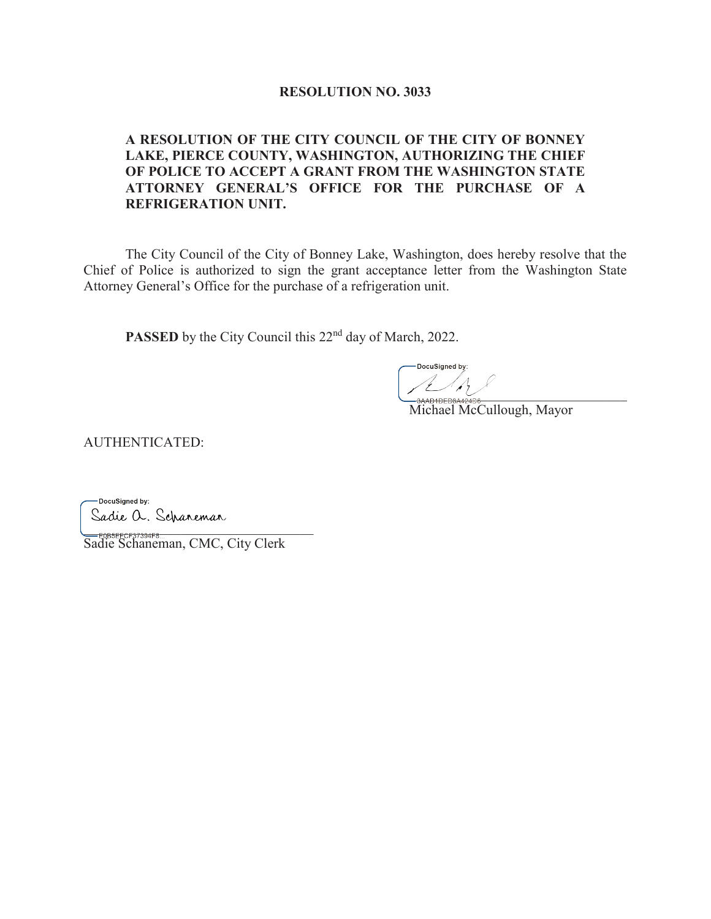# RESOLUTION NO. 3033

**A RESOLUTION OF THE CITY COUNCIL OF THE CITY OF BONNEY LAKE, PIERCE COUNTY, WASHINGTON, AUTHORIZING THE CHIEF OF POLICE TO ACCEPT A GRANT FROM THE WASHINGTON STATE ATTORNEY GENERAL'S OFFICE FOR THE PURCHASE OF A REFRIGERATION UNIT.**

The City Council of the City of Bonney Lake, Washington, does hereby resolve that the Chief of Police is authorized to sign the grant acceptance letter from the Washington State Attorney General's Office for the purchase of a refrigeration unit.

**PASSED** by the City Council this 22nd day of March, 2022.

DocuSigned by:

3AAD1DED8A424D6...

Michael McCullough, Mayor

AUTHENTICATED:

DocuSigned by:

Sadie A. Schaneman

E0B5FECF37394F8...

Sadie Schaneman, CMC, City Clerk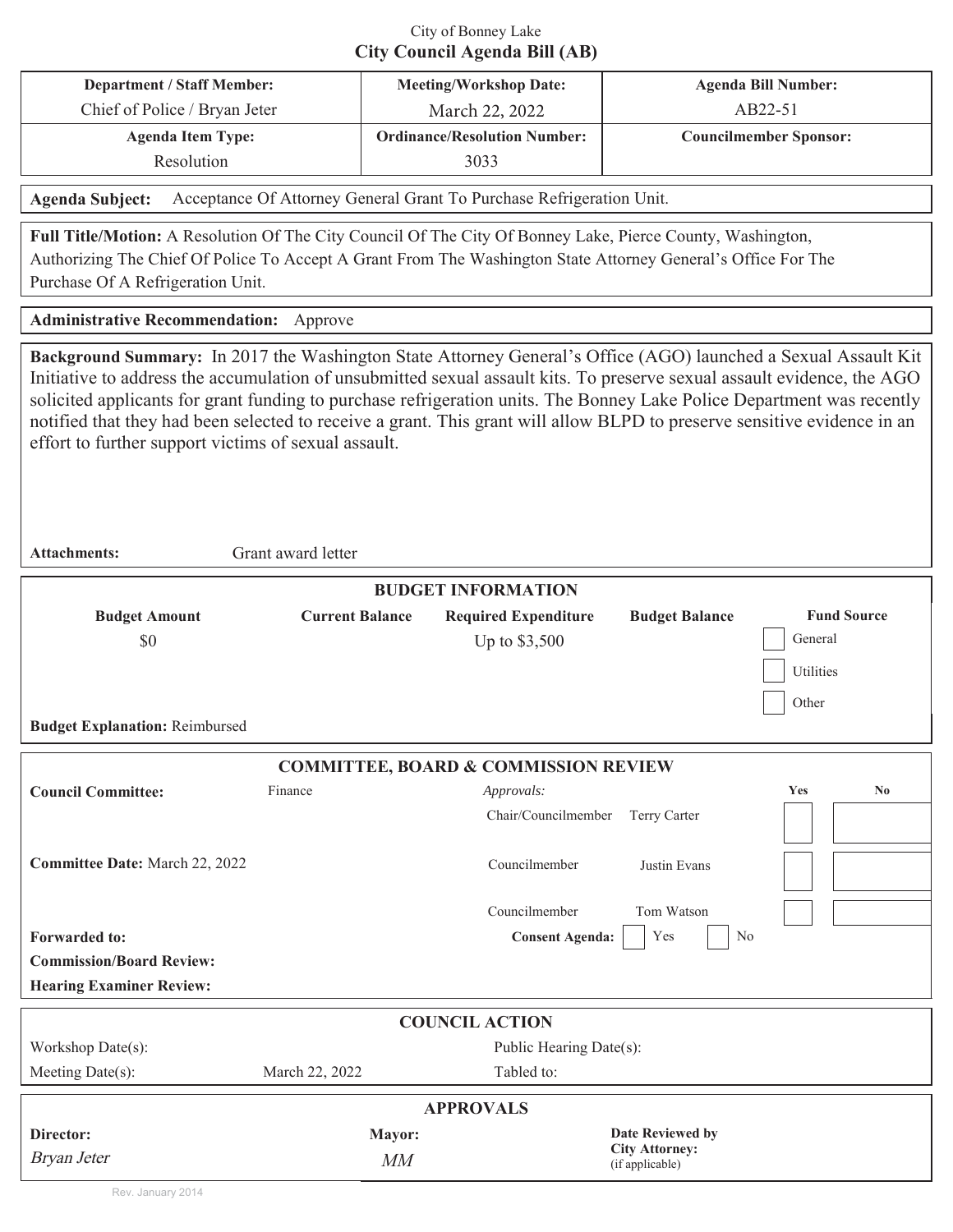City of Bonney Lake

# City Council Agenda Bill (AB)

| Department / Staff Member: | Meeting/Workshop Date: | Agenda Bill Number: |
|---|---|---|
| Chief of Police / Bryan Jeter | March 22, 2022 | AB22-51 |
| **Agenda Item Type:** | **Ordinance/Resolution Number:** | **Councilmember Sponsor:** |
| Resolution | 3033 | |

**Agenda Subject:** Acceptance Of Attorney General Grant To Purchase Refrigeration Unit.

**Full Title/Motion:** A Resolution Of The City Council Of The City Of Bonney Lake, Pierce County, Washington, Authorizing The Chief Of Police To Accept A Grant From The Washington State Attorney General's Office For The Purchase Of A Refrigeration Unit.

**Administrative Recommendation:** Approve

**Background Summary:** In 2017 the Washington State Attorney General's Office (AGO) launched a Sexual Assault Kit Initiative to address the accumulation of unsubmitted sexual assault kits. To preserve sexual assault evidence, the AGO solicited applicants for grant funding to purchase refrigeration units. The Bonney Lake Police Department was recently notified that they had been selected to receive a grant. This grant will allow BLPD to preserve sensitive evidence in an effort to further support victims of sexual assault.

**Attachments:** Grant award letter

## BUDGET INFORMATION

| Budget Amount | Current Balance | Required Expenditure | Budget Balance | Fund Source |
|---|---|---|---|---|
| $0 | | Up to $3,500 | | ☐ General<br>☐ Utilities<br>☐ Other |

**Budget Explanation:** Reimbursed

## COMMITTEE, BOARD & COMMISSION REVIEW

**Council Committee:** Finance

**Committee Date:** March 22, 2022

| *Approvals:* | | Yes | No |
|---|---|---|---|
| Chair/Councilmember | Terry Carter | ☐ | ☐ |
| Councilmember | Justin Evans | ☐ | ☐ |
| Councilmember | Tom Watson | ☐ | ☐ |

**Forwarded to:**

**Consent Agenda:** ☐ Yes ☐ No

**Commission/Board Review:**

**Hearing Examiner Review:**

## COUNCIL ACTION

| | | | |
|---|---|---|---|
| Workshop Date(s): | | Public Hearing Date(s): | |
| Meeting Date(s): | March 22, 2022 | Tabled to: | |

## APPROVALS

| Director: | Mayor: | Date Reviewed by City Attorney: (if applicable) |
|---|---|---|
| *Bryan Jeter* | *MM* | |

Rev. January 2014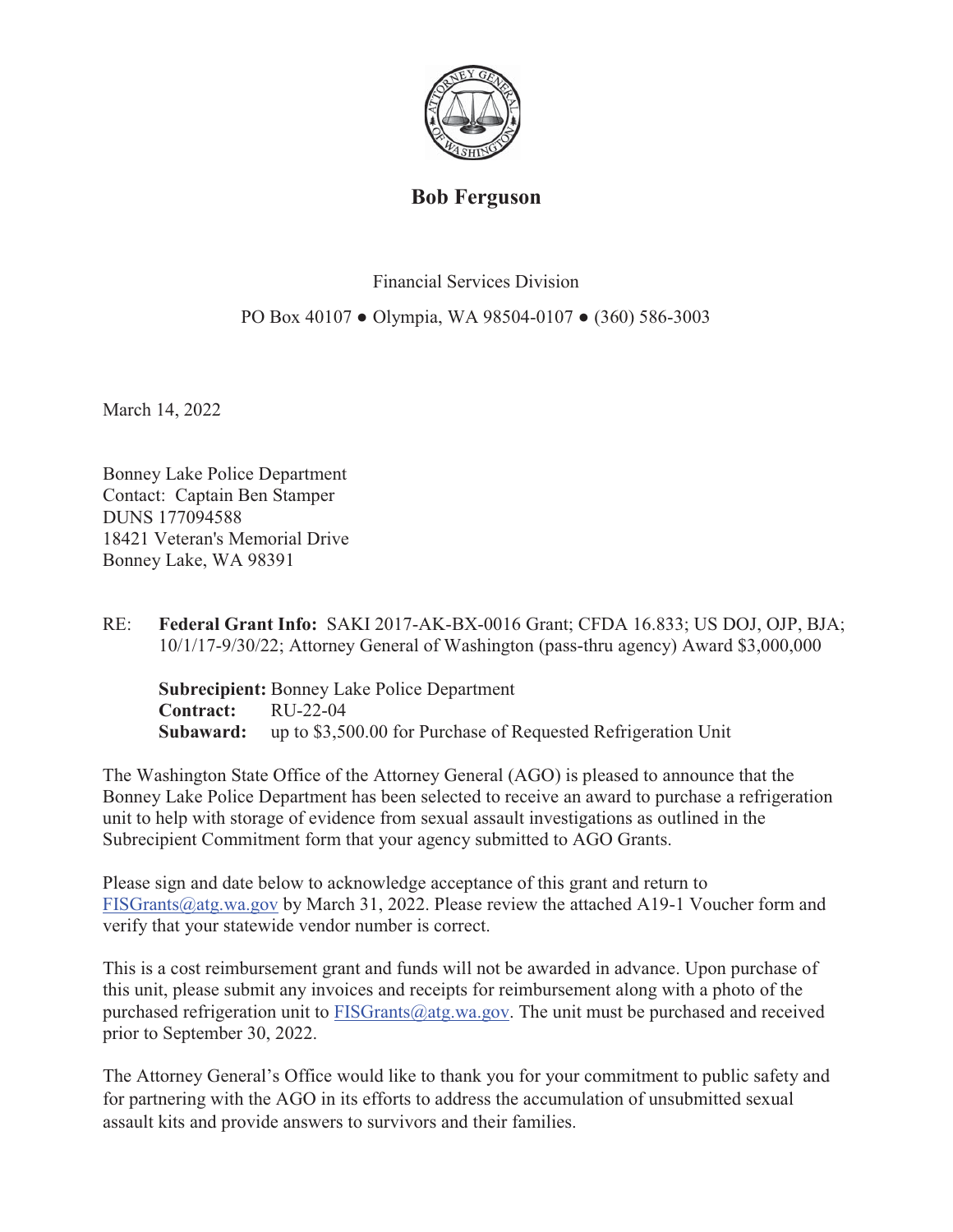**Bob Ferguson**

Financial Services Division

PO Box 40107 ● Olympia, WA 98504-0107 ● (360) 586-3003

March 14, 2022

Bonney Lake Police Department
Contact: Captain Ben Stamper
DUNS 177094588
18421 Veteran's Memorial Drive
Bonney Lake, WA 98391

RE: **Federal Grant Info:** SAKI 2017-AK-BX-0016 Grant; CFDA 16.833; US DOJ, OJP, BJA; 10/1/17-9/30/22; Attorney General of Washington (pass-thru agency) Award $3,000,000

**Subrecipient:** Bonney Lake Police Department
**Contract:** RU-22-04
**Subaward:** up to $3,500.00 for Purchase of Requested Refrigeration Unit

The Washington State Office of the Attorney General (AGO) is pleased to announce that the Bonney Lake Police Department has been selected to receive an award to purchase a refrigeration unit to help with storage of evidence from sexual assault investigations as outlined in the Subrecipient Commitment form that your agency submitted to AGO Grants.

Please sign and date below to acknowledge acceptance of this grant and return to FISGrants@atg.wa.gov by March 31, 2022. Please review the attached A19-1 Voucher form and verify that your statewide vendor number is correct.

This is a cost reimbursement grant and funds will not be awarded in advance. Upon purchase of this unit, please submit any invoices and receipts for reimbursement along with a photo of the purchased refrigeration unit to FISGrants@atg.wa.gov. The unit must be purchased and received prior to September 30, 2022.

The Attorney General's Office would like to thank you for your commitment to public safety and for partnering with the AGO in its efforts to address the accumulation of unsubmitted sexual assault kits and provide answers to survivors and their families.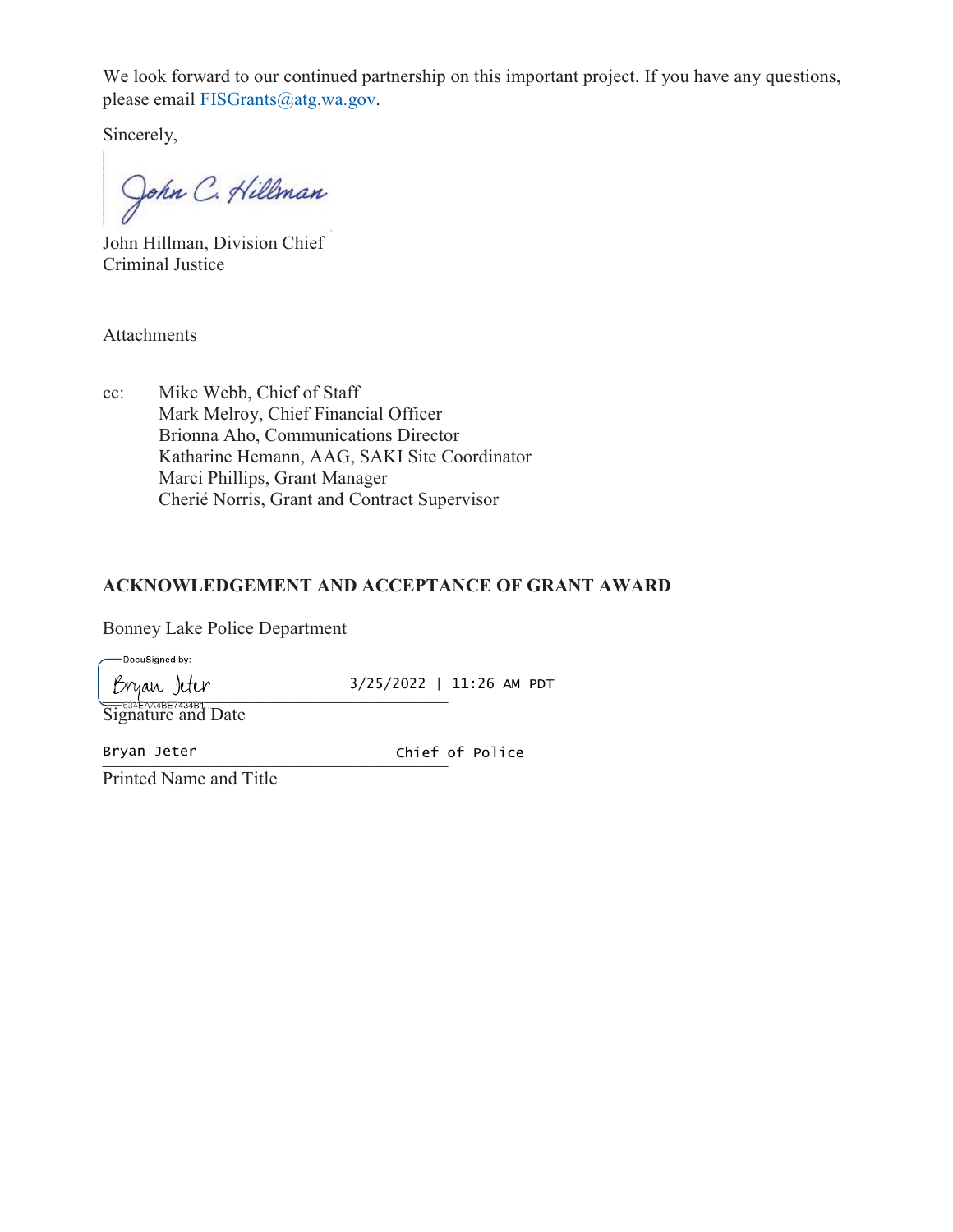We look forward to our continued partnership on this important project. If you have any questions, please email FISGrants@atg.wa.gov.

Sincerely,

John C. Hillman

John Hillman, Division Chief
Criminal Justice

Attachments

cc: Mike Webb, Chief of Staff
Mark Melroy, Chief Financial Officer
Brionna Aho, Communications Director
Katharine Hemann, AAG, SAKI Site Coordinator
Marci Phillips, Grant Manager
Cherié Norris, Grant and Contract Supervisor

**ACKNOWLEDGEMENT AND ACCEPTANCE OF GRANT AWARD**

Bonney Lake Police Department

DocuSigned by:
Bryan Jeter 3/25/2022 | 11:26 AM PDT
634EAA4BE7434B1

Signature and Date

Bryan Jeter Chief of Police

Printed Name and Title